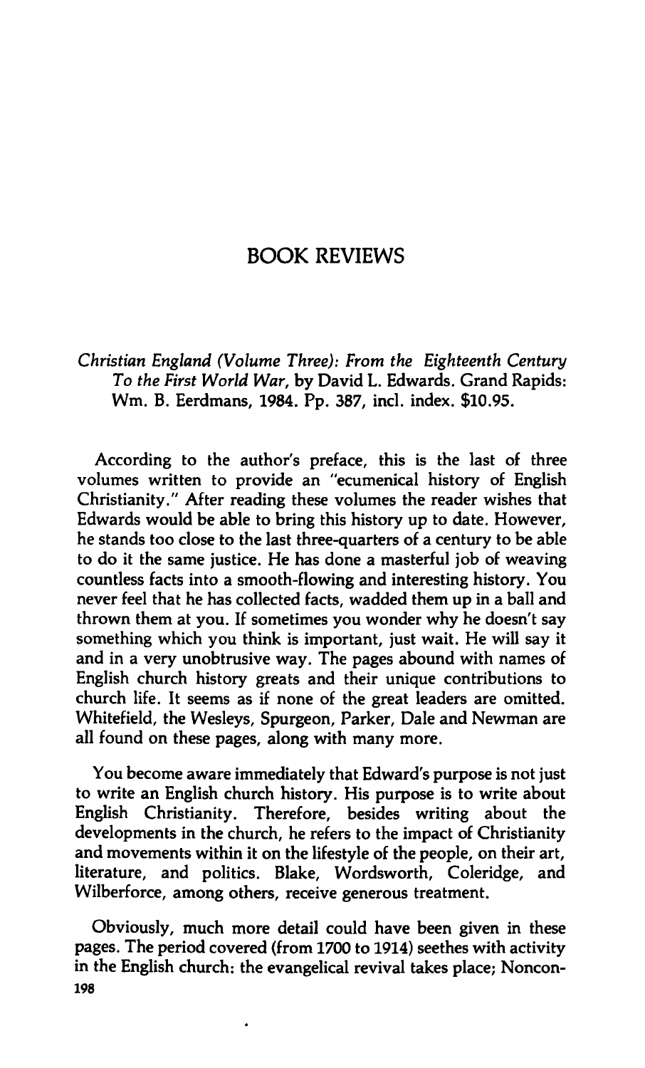# BOOK REVIEWS

*Christian England (Volume Three): From the Eighteenth Century To the First World War*, by David L. Edwards. Grand Rapids: Wm. B. Eerdmans, 1984. Pp. 387, incl. index. $10.95.

According to the author's preface, this is the last of three volumes written to provide an "ecumenical history of English Christianity." After reading these volumes the reader wishes that Edwards would be able to bring this history up to date. However, he stands too close to the last three-quarters of a century to be able to do it the same justice. He has done a masterful job of weaving countless facts into a smooth-flowing and interesting history. You never feel that he has collected facts, wadded them up in a ball and thrown them at you. If sometimes you wonder why he doesn't say something which you think is important, just wait. He will say it and in a very unobtrusive way. The pages abound with names of English church history greats and their unique contributions to church life. It seems as if none of the great leaders are omitted. Whitefield, the Wesleys, Spurgeon, Parker, Dale and Newman are all found on these pages, along with many more.

You become aware immediately that Edward's purpose is not just to write an English church history. His purpose is to write about English Christianity. Therefore, besides writing about the developments in the church, he refers to the impact of Christianity and movements within it on the lifestyle of the people, on their art, literature, and politics. Blake, Wordsworth, Coleridge, and Wilberforce, among others, receive generous treatment.

Obviously, much more detail could have been given in these pages. The period covered (from 1700 to 1914) seethes with activity in the English church: the evangelical revival takes place; Noncon-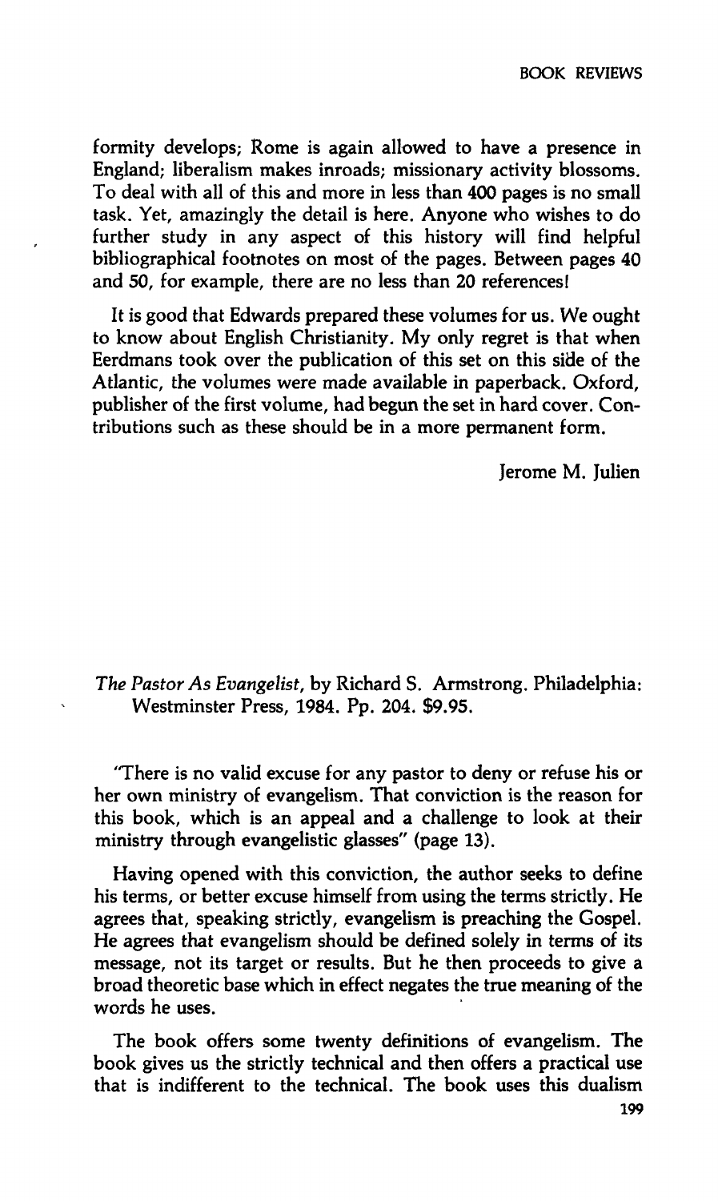formity develops; Rome is again allowed to have a presence in England; liberalism makes inroads; missionary activity blossoms. To deal with all of this and more in less than 400 pages is no small task. Yet, amazingly the detail is here. Anyone who wishes to do further study in any aspect of this history will find helpful bibliographical footnotes on most of the pages. Between pages 40 and 50, for example, there are no less than 20 references!

It is good that Edwards prepared these volumes for us. We ought to know about English Christianity. My only regret is that when Eerdmans took over the publication of this set on this side of the Atlantic, the volumes were made available in paperback. Oxford, publisher of the first volume, had begun the set in hard cover. Contributions such as these should be in a more permanent form.

Jerome M. Julien

*The Pastor As Evangelist*, by Richard S. Armstrong. Philadelphia: Westminster Press, 1984. Pp. 204. $9.95.

"There is no valid excuse for any pastor to deny or refuse his or her own ministry of evangelism. That conviction is the reason for this book, which is an appeal and a challenge to look at their ministry through evangelistic glasses" (page 13).

Having opened with this conviction, the author seeks to define his terms, or better excuse himself from using the terms strictly. He agrees that, speaking strictly, evangelism is preaching the Gospel. He agrees that evangelism should be defined solely in terms of its message, not its target or results. But he then proceeds to give a broad theoretic base which in effect negates the true meaning of the words he uses.

The book offers some twenty definitions of evangelism. The book gives us the strictly technical and then offers a practical use that is indifferent to the technical. The book uses this dualism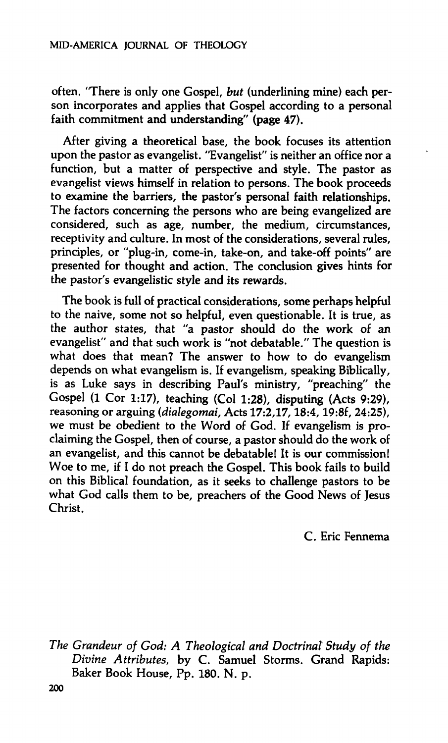often. "There is only one Gospel, *but* (underlining mine) each person incorporates and applies that Gospel according to a personal faith commitment and understanding" (page 47).

After giving a theoretical base, the book focuses its attention upon the pastor as evangelist. "Evangelist" is neither an office nor a function, but a matter of perspective and style. The pastor as evangelist views himself in relation to persons. The book proceeds to examine the barriers, the pastor's personal faith relationships. The factors concerning the persons who are being evangelized are considered, such as age, number, the medium, circumstances, receptivity and culture. In most of the considerations, several rules, principles, or "plug-in, come-in, take-on, and take-off points" are presented for thought and action. The conclusion gives hints for the pastor's evangelistic style and its rewards.

The book is full of practical considerations, some perhaps helpful to the naive, some not so helpful, even questionable. It is true, as the author states, that "a pastor should do the work of an evangelist" and that such work is "not debatable." The question is what does that mean? The answer to how to do evangelism depends on what evangelism is. If evangelism, speaking Biblically, is as Luke says in describing Paul's ministry, "preaching" the Gospel (1 Cor 1:17), teaching (Col 1:28), disputing (Acts 9:29), reasoning or arguing (*dialegomai*, Acts 17:2,17, 18:4, 19:8f, 24:25), we must be obedient to the Word of God. If evangelism is proclaiming the Gospel, then of course, a pastor should do the work of an evangelist, and this cannot be debatable! It is our commission! Woe to me, if I do not preach the Gospel. This book fails to build on this Biblical foundation, as it seeks to challenge pastors to be what God calls them to be, preachers of the Good News of Jesus Christ.

C. Eric Fennema

*The Grandeur of God: A Theological and Doctrinal Study of the Divine Attributes*, by C. Samuel Storms. Grand Rapids: Baker Book House, Pp. 180. N. p.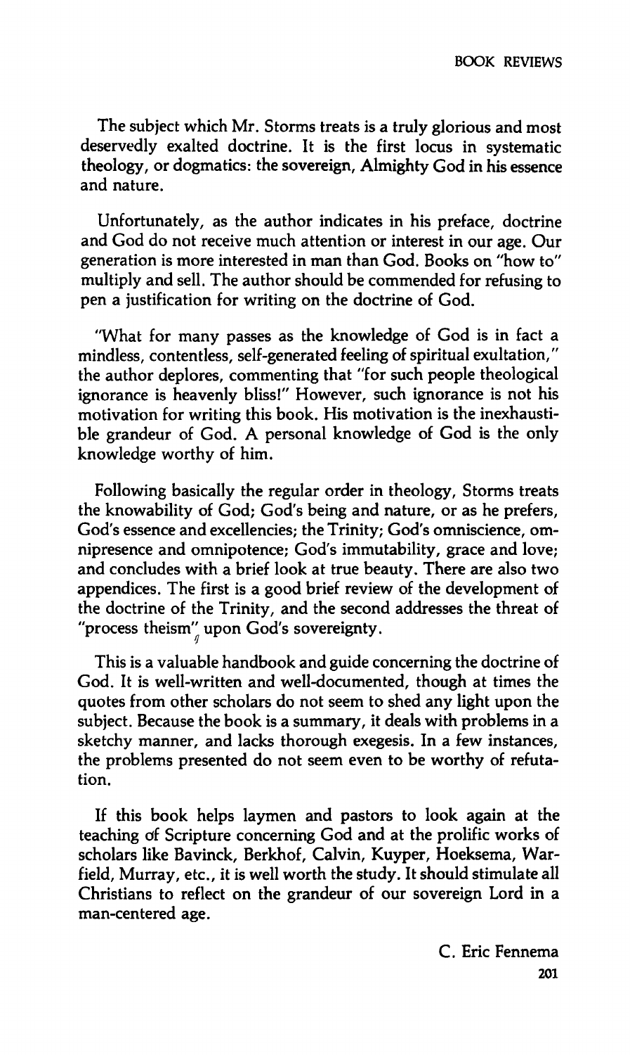The subject which Mr. Storms treats is a truly glorious and most deservedly exalted doctrine. It is the first locus in systematic theology, or dogmatics: the sovereign, Almighty God in his essence and nature.

Unfortunately, as the author indicates in his preface, doctrine and God do not receive much attention or interest in our age. Our generation is more interested in man than God. Books on "how to" multiply and sell. The author should be commended for refusing to pen a justification for writing on the doctrine of God.

"What for many passes as the knowledge of God is in fact a mindless, contentless, self-generated feeling of spiritual exultation," the author deplores, commenting that "for such people theological ignorance is heavenly bliss!" However, such ignorance is not his motivation for writing this book. His motivation is the inexhaustible grandeur of God. A personal knowledge of God is the only knowledge worthy of him.

Following basically the regular order in theology, Storms treats the knowability of God; God's being and nature, or as he prefers, God's essence and excellencies; the Trinity; God's omniscience, omnipresence and omnipotence; God's immutability, grace and love; and concludes with a brief look at true beauty. There are also two appendices. The first is a good brief review of the development of the doctrine of the Trinity, and the second addresses the threat of "process theism" upon God's sovereignty.

This is a valuable handbook and guide concerning the doctrine of God. It is well-written and well-documented, though at times the quotes from other scholars do not seem to shed any light upon the subject. Because the book is a summary, it deals with problems in a sketchy manner, and lacks thorough exegesis. In a few instances, the problems presented do not seem even to be worthy of refutation.

If this book helps laymen and pastors to look again at the teaching of Scripture concerning God and at the prolific works of scholars like Bavinck, Berkhof, Calvin, Kuyper, Hoeksema, Warfield, Murray, etc., it is well worth the study. It should stimulate all Christians to reflect on the grandeur of our sovereign Lord in a man-centered age.

C. Eric Fennema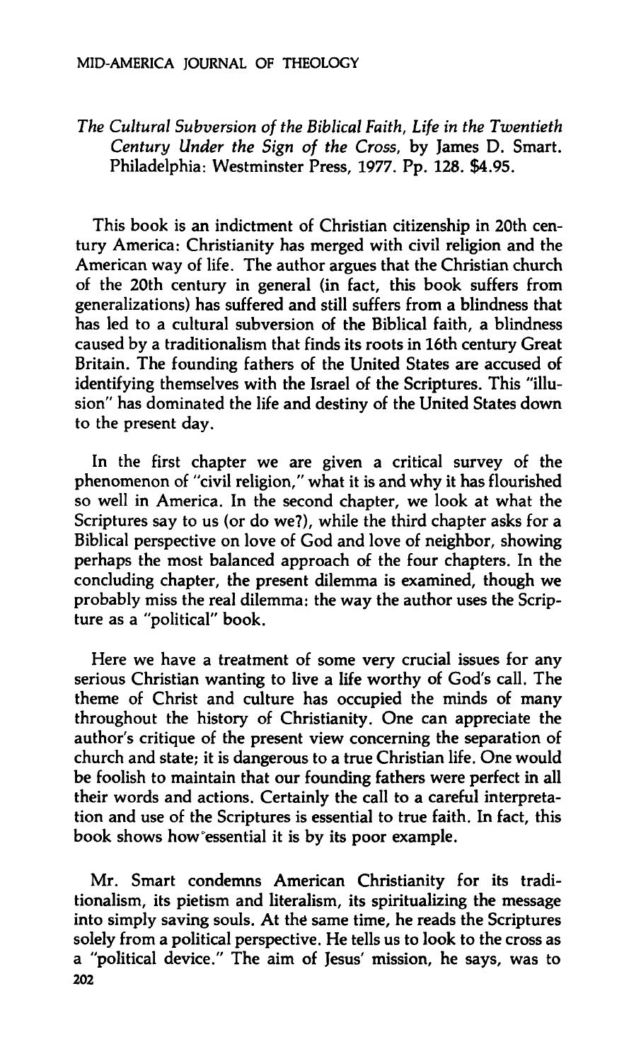*The Cultural Subversion of the Biblical Faith, Life in the Twentieth Century Under the Sign of the Cross*, by James D. Smart. Philadelphia: Westminster Press, 1977. Pp. 128. $4.95.

This book is an indictment of Christian citizenship in 20th century America: Christianity has merged with civil religion and the American way of life. The author argues that the Christian church of the 20th century in general (in fact, this book suffers from generalizations) has suffered and still suffers from a blindness that has led to a cultural subversion of the Biblical faith, a blindness caused by a traditionalism that finds its roots in 16th century Great Britain. The founding fathers of the United States are accused of identifying themselves with the Israel of the Scriptures. This "illusion" has dominated the life and destiny of the United States down to the present day.

In the first chapter we are given a critical survey of the phenomenon of "civil religion," what it is and why it has flourished so well in America. In the second chapter, we look at what the Scriptures say to us (or do we?), while the third chapter asks for a Biblical perspective on love of God and love of neighbor, showing perhaps the most balanced approach of the four chapters. In the concluding chapter, the present dilemma is examined, though we probably miss the real dilemma: the way the author uses the Scripture as a "political" book.

Here we have a treatment of some very crucial issues for any serious Christian wanting to live a life worthy of God's call. The theme of Christ and culture has occupied the minds of many throughout the history of Christianity. One can appreciate the author's critique of the present view concerning the separation of church and state; it is dangerous to a true Christian life. One would be foolish to maintain that our founding fathers were perfect in all their words and actions. Certainly the call to a careful interpretation and use of the Scriptures is essential to true faith. In fact, this book shows how essential it is by its poor example.

Mr. Smart condemns American Christianity for its traditionalism, its pietism and literalism, its spiritualizing the message into simply saving souls. At the same time, he reads the Scriptures solely from a political perspective. He tells us to look to the cross as a "political device." The aim of Jesus' mission, he says, was to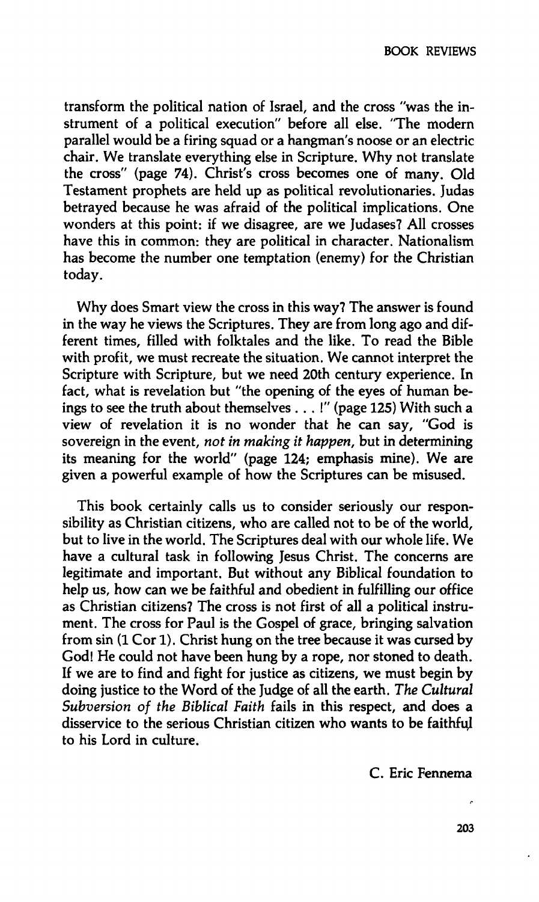transform the political nation of Israel, and the cross "was the instrument of a political execution" before all else. "The modern parallel would be a firing squad or a hangman's noose or an electric chair. We translate everything else in Scripture. Why not translate the cross" (page 74). Christ's cross becomes one of many. Old Testament prophets are held up as political revolutionaries. Judas betrayed because he was afraid of the political implications. One wonders at this point: if we disagree, are we Judases? All crosses have this in common: they are political in character. Nationalism has become the number one temptation (enemy) for the Christian today.

Why does Smart view the cross in this way? The answer is found in the way he views the Scriptures. They are from long ago and different times, filled with folktales and the like. To read the Bible with profit, we must recreate the situation. We cannot interpret the Scripture with Scripture, but we need 20th century experience. In fact, what is revelation but "the opening of the eyes of human beings to see the truth about themselves . . . !" (page 125) With such a view of revelation it is no wonder that he can say, "God is sovereign in the event, *not in making it happen*, but in determining its meaning for the world" (page 124; emphasis mine). We are given a powerful example of how the Scriptures can be misused.

This book certainly calls us to consider seriously our responsibility as Christian citizens, who are called not to be of the world, but to live in the world. The Scriptures deal with our whole life. We have a cultural task in following Jesus Christ. The concerns are legitimate and important. But without any Biblical foundation to help us, how can we be faithful and obedient in fulfilling our office as Christian citizens? The cross is not first of all a political instrument. The cross for Paul is the Gospel of grace, bringing salvation from sin (1 Cor 1). Christ hung on the tree because it was cursed by God! He could not have been hung by a rope, nor stoned to death. If we are to find and fight for justice as citizens, we must begin by doing justice to the Word of the Judge of all the earth. *The Cultural Subversion of the Biblical Faith* fails in this respect, and does a disservice to the serious Christian citizen who wants to be faithful to his Lord in culture.

C. Eric Fennema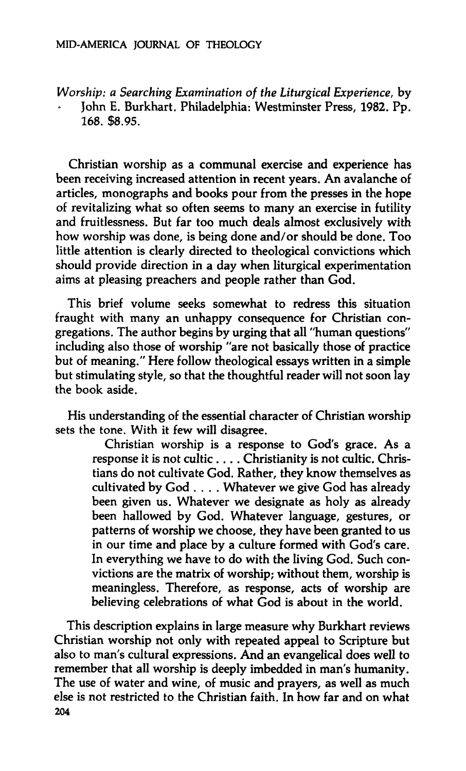*Worship: a Searching Examination of the Liturgical Experience*, by John E. Burkhart. Philadelphia: Westminster Press, 1982. Pp. 168. $8.95.

Christian worship as a communal exercise and experience has been receiving increased attention in recent years. An avalanche of articles, monographs and books pour from the presses in the hope of revitalizing what so often seems to many an exercise in futility and fruitlessness. But far too much deals almost exclusively with how worship was done, is being done and/or should be done. Too little attention is clearly directed to theological convictions which should provide direction in a day when liturgical experimentation aims at pleasing preachers and people rather than God.

This brief volume seeks somewhat to redress this situation fraught with many an unhappy consequence for Christian congregations. The author begins by urging that all "human questions" including also those of worship "are not basically those of practice but of meaning." Here follow theological essays written in a simple but stimulating style, so that the thoughtful reader will not soon lay the book aside.

His understanding of the essential character of Christian worship sets the tone. With it few will disagree.

> Christian worship is a response to God's grace. As a response it is not cultic . . . . Christianity is not cultic. Christians do not cultivate God. Rather, they know themselves as cultivated by God . . . . Whatever we give God has already been given us. Whatever we designate as holy as already been hallowed by God. Whatever language, gestures, or patterns of worship we choose, they have been granted to us in our time and place by a culture formed with God's care. In everything we have to do with the living God. Such convictions are the matrix of worship; without them, worship is meaningless. Therefore, as response, acts of worship are believing celebrations of what God is about in the world.

This description explains in large measure why Burkhart reviews Christian worship not only with repeated appeal to Scripture but also to man's cultural expressions. And an evangelical does well to remember that all worship is deeply imbedded in man's humanity. The use of water and wine, of music and prayers, as well as much else is not restricted to the Christian faith. In how far and on what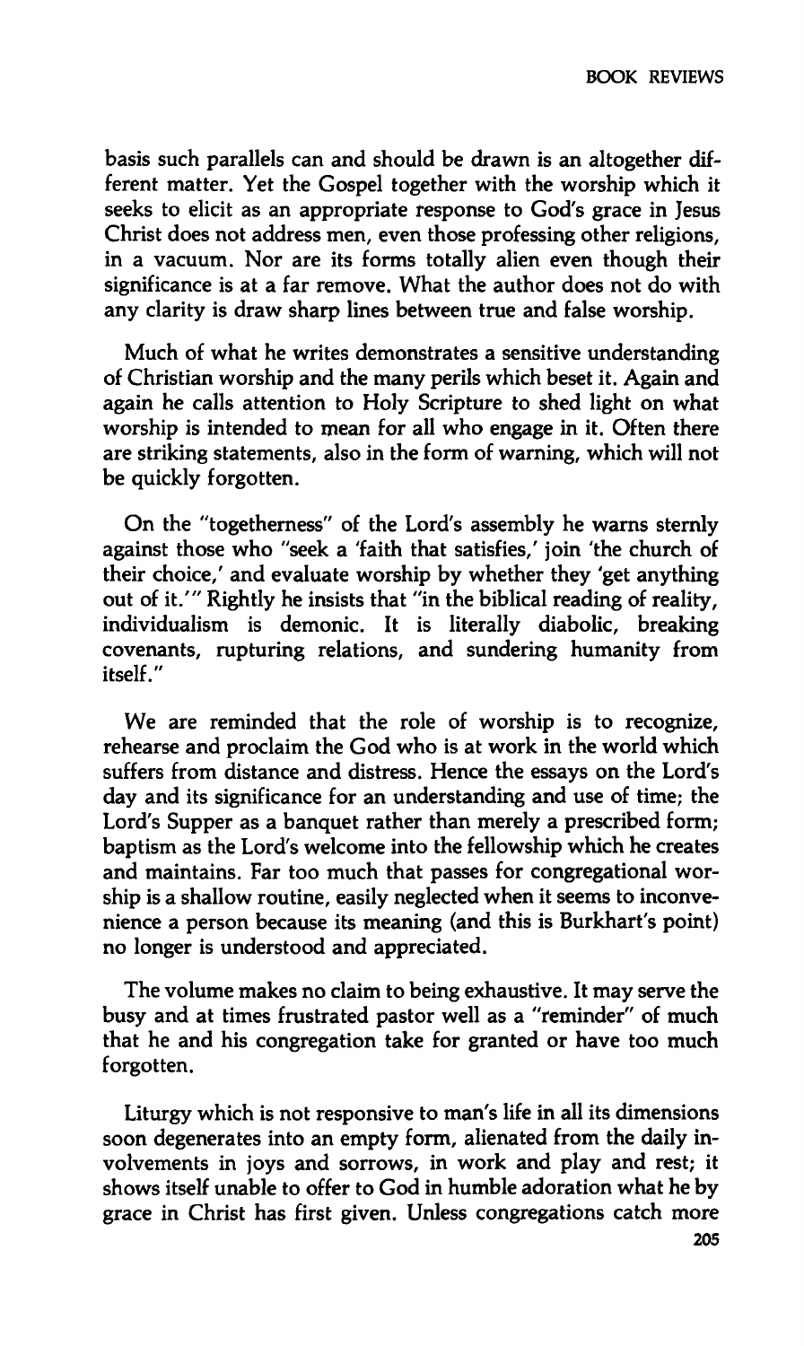basis such parallels can and should be drawn is an altogether different matter. Yet the Gospel together with the worship which it seeks to elicit as an appropriate response to God's grace in Jesus Christ does not address men, even those professing other religions, in a vacuum. Nor are its forms totally alien even though their significance is at a far remove. What the author does not do with any clarity is draw sharp lines between true and false worship.

Much of what he writes demonstrates a sensitive understanding of Christian worship and the many perils which beset it. Again and again he calls attention to Holy Scripture to shed light on what worship is intended to mean for all who engage in it. Often there are striking statements, also in the form of warning, which will not be quickly forgotten.

On the "togetherness" of the Lord's assembly he warns sternly against those who "seek a 'faith that satisfies,' join 'the church of their choice,' and evaluate worship by whether they 'get anything out of it.'" Rightly he insists that "in the biblical reading of reality, individualism is demonic. It is literally diabolic, breaking covenants, rupturing relations, and sundering humanity from itself."

We are reminded that the role of worship is to recognize, rehearse and proclaim the God who is at work in the world which suffers from distance and distress. Hence the essays on the Lord's day and its significance for an understanding and use of time; the Lord's Supper as a banquet rather than merely a prescribed form; baptism as the Lord's welcome into the fellowship which he creates and maintains. Far too much that passes for congregational worship is a shallow routine, easily neglected when it seems to inconvenience a person because its meaning (and this is Burkhart's point) no longer is understood and appreciated.

The volume makes no claim to being exhaustive. It may serve the busy and at times frustrated pastor well as a "reminder" of much that he and his congregation take for granted or have too much forgotten.

Liturgy which is not responsive to man's life in all its dimensions soon degenerates into an empty form, alienated from the daily involvements in joys and sorrows, in work and play and rest; it shows itself unable to offer to God in humble adoration what he by grace in Christ has first given. Unless congregations catch more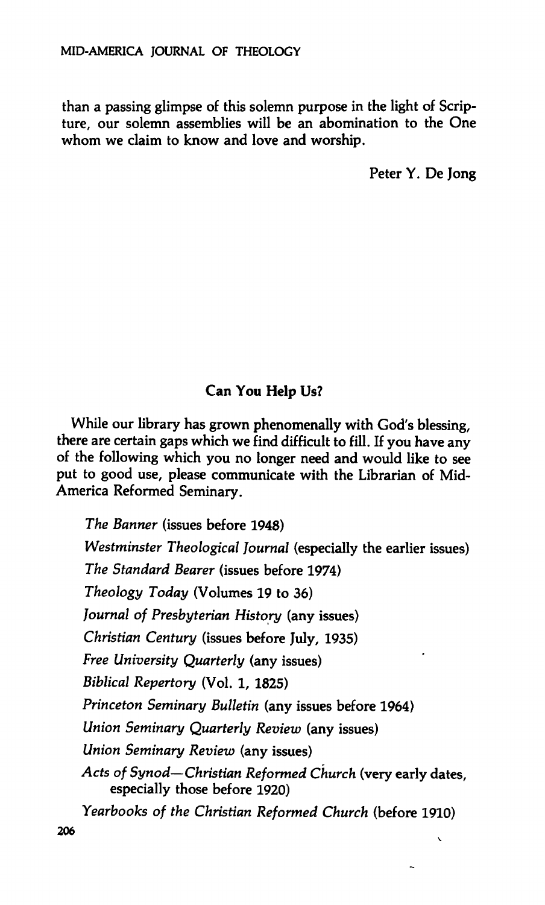than a passing glimpse of this solemn purpose in the light of Scripture, our solemn assemblies will be an abomination to the One whom we claim to know and love and worship.

Peter Y. De Jong

## Can You Help Us?

While our library has grown phenomenally with God's blessing, there are certain gaps which we find difficult to fill. If you have any of the following which you no longer need and would like to see put to good use, please communicate with the Librarian of Mid-America Reformed Seminary.

*The Banner* (issues before 1948)

*Westminster Theological Journal* (especially the earlier issues)

*The Standard Bearer* (issues before 1974)

*Theology Today* (Volumes 19 to 36)

*Journal of Presbyterian History* (any issues)

*Christian Century* (issues before July, 1935)

*Free University Quarterly* (any issues)

*Biblical Repertory* (Vol. 1, 1825)

*Princeton Seminary Bulletin* (any issues before 1964)

*Union Seminary Quarterly Review* (any issues)

*Union Seminary Review* (any issues)

*Acts of Synod—Christian Reformed Church* (very early dates, especially those before 1920)

*Yearbooks of the Christian Reformed Church* (before 1910)